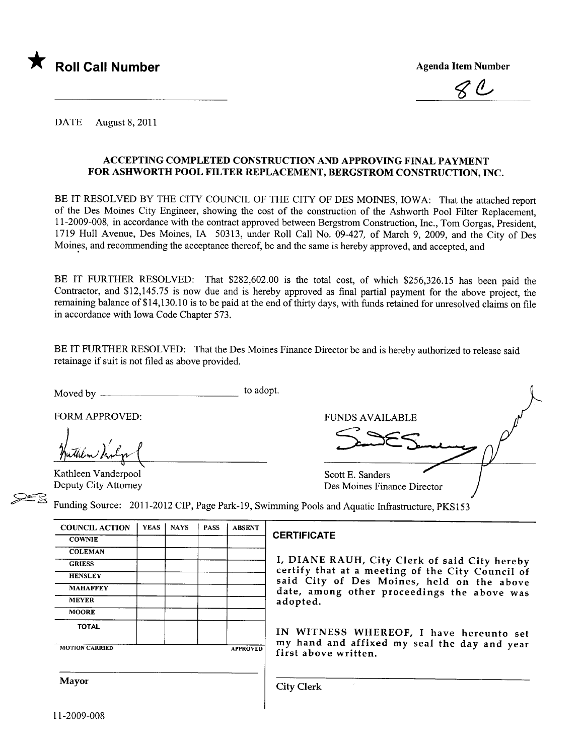★ **Roll Call Number**

**Agenda Item Number**

8C

DATE August 8, 2011

## ACCEPTING COMPLETED CONSTRUCTION AND APPROVING FINAL PAYMENT FOR ASHWORTH POOL FILTER REPLACEMENT, BERGSTROM CONSTRUCTION, INC.

BE IT RESOLVED BY THE CITY COUNCIL OF THE CITY OF DES MOINES, IOWA: That the attached report of the Des Moines City Engineer, showing the cost of the construction of the Ashworth Pool Filter Replacement, 11-2009-008, in accordance with the contract approved between Bergstrom Construction, Inc., Tom Gorgas, President, 1719 Hull Avenue, Des Moines, IA 50313, under Roll Call No. 09-427, of March 9, 2009, and the City of Des Moines, and recommending the acceptance thereof, be and the same is hereby approved, and accepted, and

BE IT FURTHER RESOLVED: That $282,602.00 is the total cost, of which $256,326.15 has been paid the Contractor, and $12,145.75 is now due and is hereby approved as final partial payment for the above project, the remaining balance of $14,130.10 is to be paid at the end of thirty days, with funds retained for unresolved claims on file in accordance with Iowa Code Chapter 573.

BE IT FURTHER RESOLVED: That the Des Moines Finance Director be and is hereby authorized to release said retainage if suit is not filed as above provided.

Moved by ______________________ to adopt.

FORM APPROVED:

Kathleen Vanderpool
Deputy City Attorney

FUNDS AVAILABLE

Scott E. Sanders
Des Moines Finance Director

Funding Source: 2011-2012 CIP, Page Park-19, Swimming Pools and Aquatic Infrastructure, PKS153

| COUNCIL ACTION | YEAS | NAYS | PASS | ABSENT |
|---|---|---|---|---|
| COWNIE | | | | |
| COLEMAN | | | | |
| GRIESS | | | | |
| HENSLEY | | | | |
| MAHAFFEY | | | | |
| MEYER | | | | |
| MOORE | | | | |
| TOTAL | | | | |
| MOTION CARRIED | | | | APPROVED |

Mayor

**CERTIFICATE**

I, DIANE RAUH, City Clerk of said City hereby certify that at a meeting of the City Council of said City of Des Moines, held on the above date, among other proceedings the above was adopted.

IN WITNESS WHEREOF, I have hereunto set my hand and affixed my seal the day and year first above written.

City Clerk

11-2009-008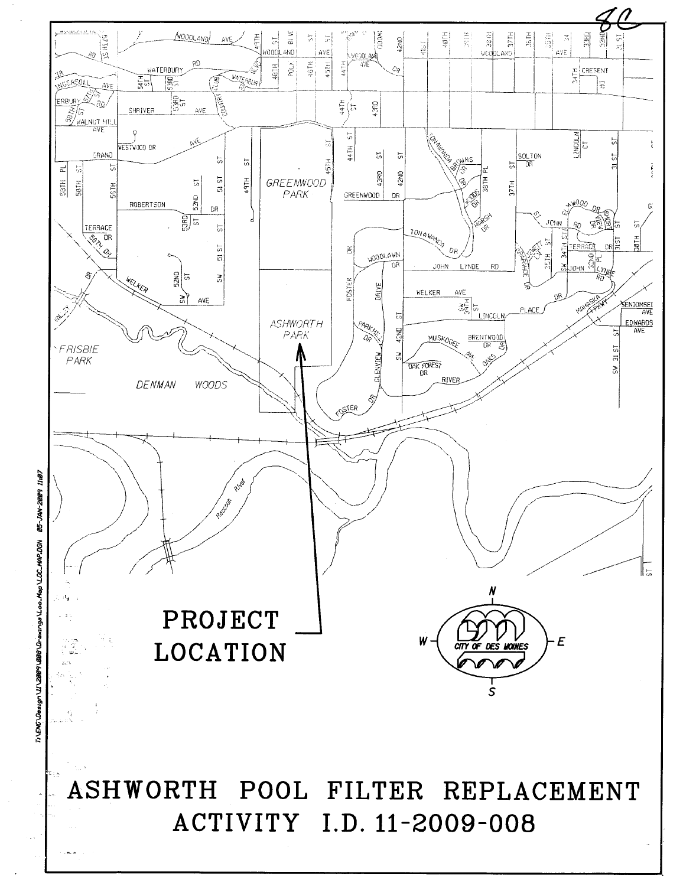8C

PROJECT LOCATION

# ASHWORTH POOL FILTER REPLACEMENT

## ACTIVITY I.D. 11-2009-008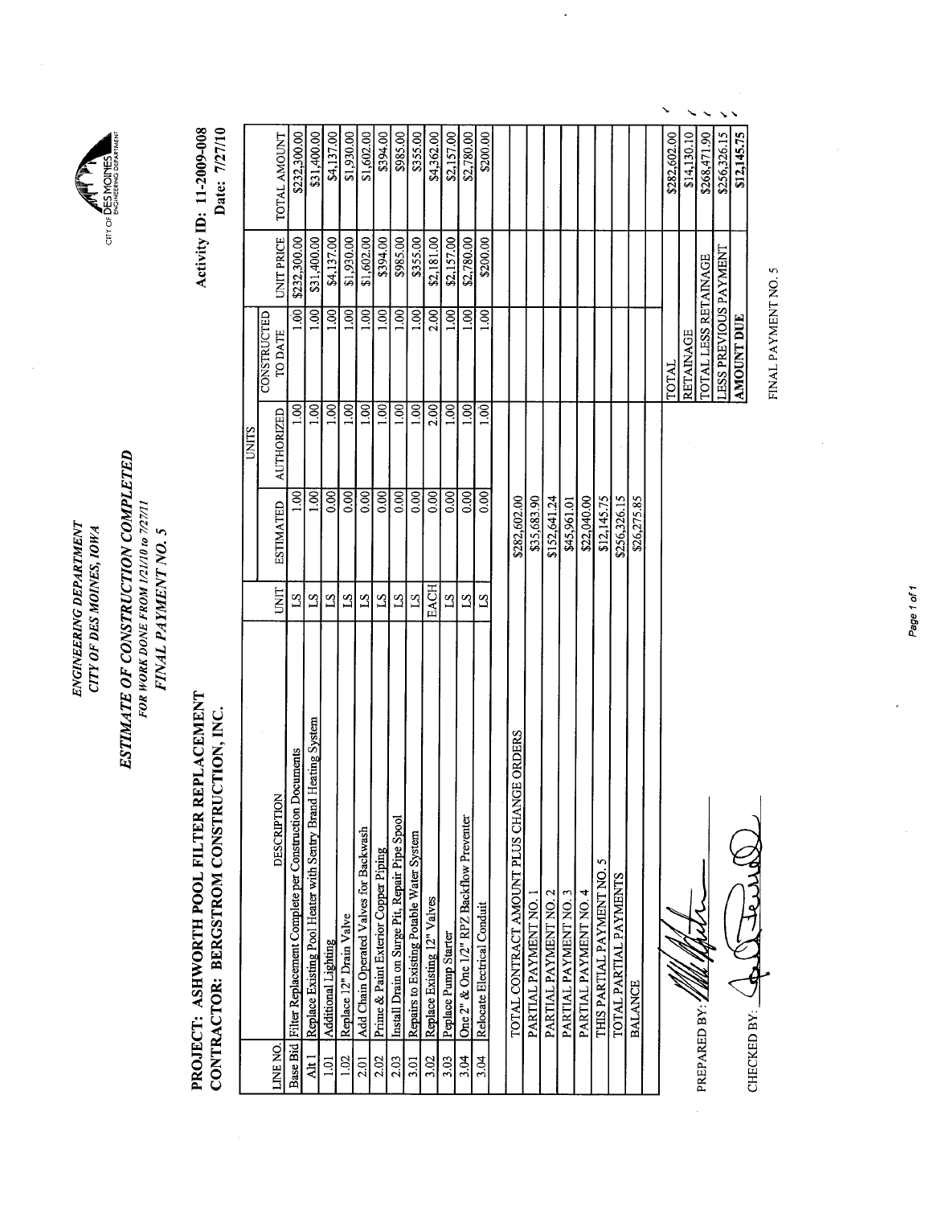*ENGINEERING DEPARTMENT*
*CITY OF DES MOINES, IOWA*

CITY OF DES MOINES ENGINEERING DEPARTMENT

# *ESTIMATE OF CONSTRUCTION COMPLETED*

*FOR WORK DONE FROM 1/21/10 to 7/27/11*

*FINAL PAYMENT NO. 5*

**PROJECT: ASHWORTH POOL FILTER REPLACEMENT**
**CONTRACTOR: BERGSTROM CONSTRUCTION, INC.**

**Activity ID: 11-2009-008**
**Date: 7/27/10**

| LINE NO. | DESCRIPTION | UNIT | UNITS ESTIMATED | UNITS AUTHORIZED | UNITS CONSTRUCTED TO DATE | UNIT PRICE | TOTAL AMOUNT |
|---|---|---|---|---|---|---|---|
| Base Bid | Filter Replacement Complete per Construction Documents | LS | 1.00 | 1.00 | 1.00 | $232,300.00 | $232,300.00 |
| Alt 1 | Replace Existing Pool Heater with Sentry Brand Heating System | LS | 1.00 | 1.00 | 1.00 | $31,400.00 | $31,400.00 |
| 1.01 | Additional Lighting | LS | 0.00 | 1.00 | 1.00 | $4,137.00 | $4,137.00 |
| 1.02 | Replace 12" Drain Valve | LS | 0.00 | 1.00 | 1.00 | $1,930.00 | $1,930.00 |
| 2.01 | Add Chain Operated Valves for Backwash | LS | 0.00 | 1.00 | 1.00 | $1,602.00 | $1,602.00 |
| 2.02 | Prime & Paint Exterior Copper Piping | LS | 0.00 | 1.00 | 1.00 | $394.00 | $394.00 |
| 2.03 | Install Drain on Surge Pit, Repair Pipe Spool | LS | 0.00 | 1.00 | 1.00 | $985.00 | $985.00 |
| 3.01 | Repairs to Existing Potable Water System | LS | 0.00 | 1.00 | 1.00 | $355.00 | $355.00 |
| 3.02 | Replace Existing 12" Valves | EACH | 0.00 | 2.00 | 2.00 | $2,181.00 | $4,362.00 |
| 3.03 | Peplace Pump Starter | LS | 0.00 | 1.00 | 1.00 | $2,157.00 | $2,157.00 |
| 3.04 | One 2" & One 1/2" RPZ Backflow Preventer | LS | 0.00 | 1.00 | 1.00 | $2,780.00 | $2,780.00 |
| 3.04 | Relocate Electrical Conduit | LS | 0.00 | 1.00 | 1.00 | $200.00 | $200.00 |

| | | |
|---|---|---|
| TOTAL CONTRACT AMOUNT PLUS CHANGE ORDERS | $282,602.00 | |
| PARTIAL PAYMENT NO. 1 | $35,683.90 | |
| PARTIAL PAYMENT NO. 2 | $152,641.24 | |
| PARTIAL PAYMENT NO. 3 | $45,961.01 | |
| PARTIAL PAYMENT NO. 4 | $22,040.00 | |
| THIS PARTIAL PAYMENT NO. 5 | $12,145.75 | |
| TOTAL PARTIAL PAYMENTS | $256,326.15 | |
| BALANCE | $26,275.85 | |

| | |
|---|---|
| TOTAL | $282,602.00 |
| RETAINAGE | $14,130.10 |
| TOTAL LESS RETAINAGE | $268,471.90 |
| LESS PREVIOUS PAYMENT | $256,326.15 |
| **AMOUNT DUE** | **$12,145.75** |

PREPARED BY: [signature]

CHECKED BY: [signature]

FINAL PAYMENT NO. 5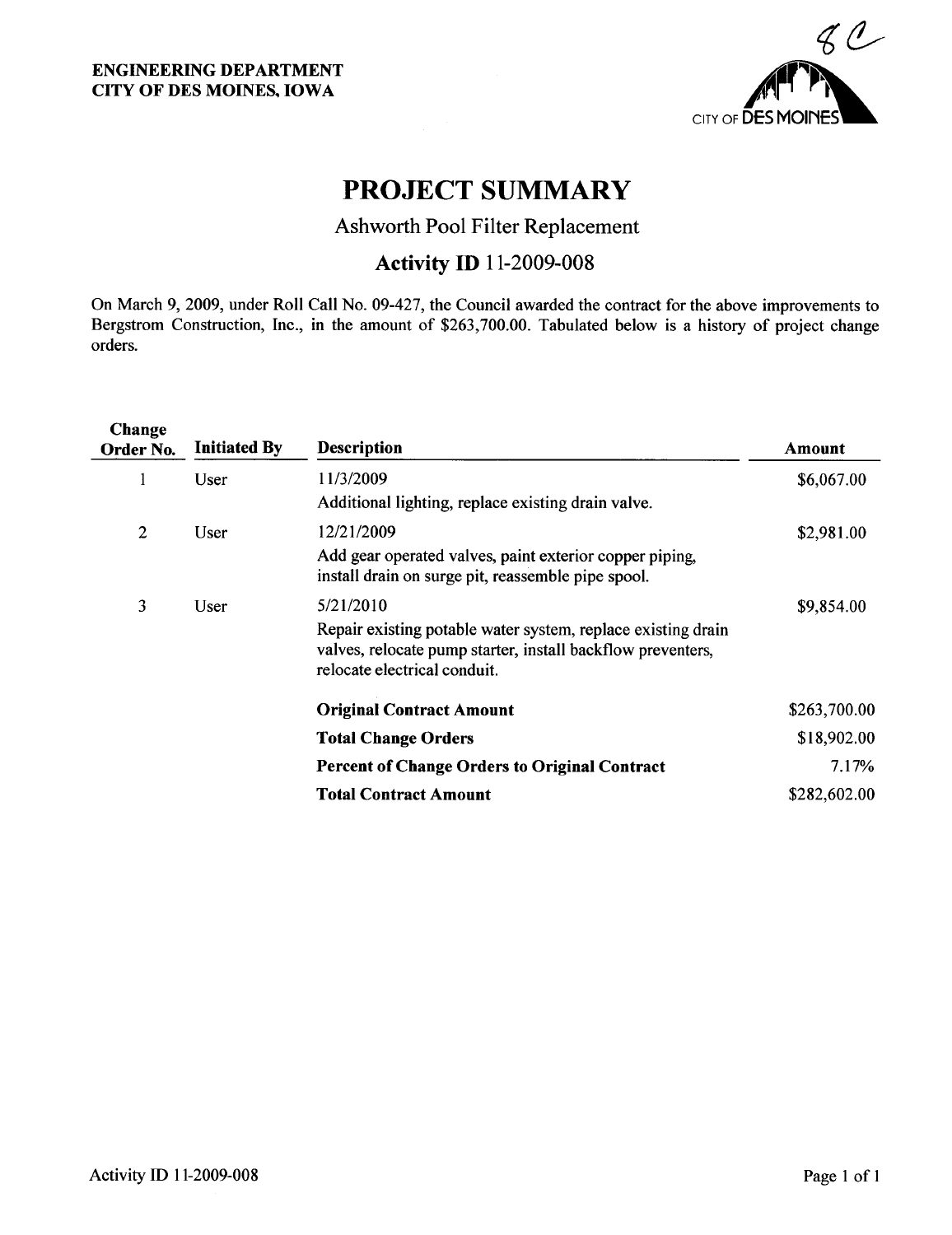**ENGINEERING DEPARTMENT**
**CITY OF DES MOINES, IOWA**

8C

CITY OF DES MOINES

# PROJECT SUMMARY

## Ashworth Pool Filter Replacement

### Activity ID 11-2009-008

On March 9, 2009, under Roll Call No. 09-427, the Council awarded the contract for the above improvements to Bergstrom Construction, Inc., in the amount of $263,700.00. Tabulated below is a history of project change orders.

| Change Order No. | Initiated By | Description | Amount |
|---|---|---|---|
| 1 | User | 11/3/2009<br>Additional lighting, replace existing drain valve. | $6,067.00 |
| 2 | User | 12/21/2009<br>Add gear operated valves, paint exterior copper piping, install drain on surge pit, reassemble pipe spool. | $2,981.00 |
| 3 | User | 5/21/2010<br>Repair existing potable water system, replace existing drain valves, relocate pump starter, install backflow preventers, relocate electrical conduit. | $9,854.00 |
| | | **Original Contract Amount** | $263,700.00 |
| | | **Total Change Orders** | $18,902.00 |
| | | **Percent of Change Orders to Original Contract** | 7.17% |
| | | **Total Contract Amount** | $282,602.00 |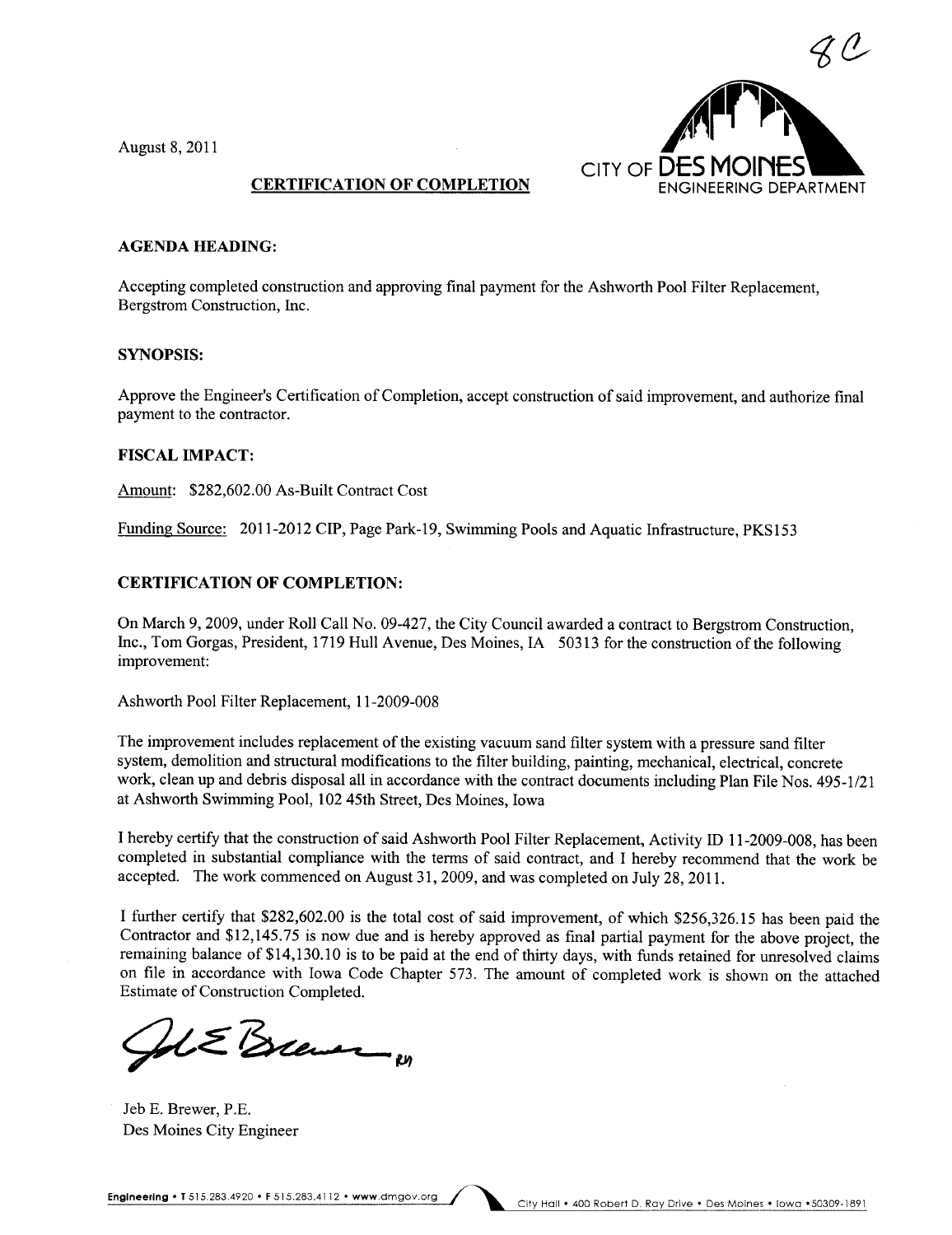8C

August 8, 2011

CITY OF DES MOINES
ENGINEERING DEPARTMENT

**CERTIFICATION OF COMPLETION**

**AGENDA HEADING:**

Accepting completed construction and approving final payment for the Ashworth Pool Filter Replacement, Bergstrom Construction, Inc.

**SYNOPSIS:**

Approve the Engineer's Certification of Completion, accept construction of said improvement, and authorize final payment to the contractor.

**FISCAL IMPACT:**

Amount: $282,602.00 As-Built Contract Cost

Funding Source: 2011-2012 CIP, Page Park-19, Swimming Pools and Aquatic Infrastructure, PKS153

**CERTIFICATION OF COMPLETION:**

On March 9, 2009, under Roll Call No. 09-427, the City Council awarded a contract to Bergstrom Construction, Inc., Tom Gorgas, President, 1719 Hull Avenue, Des Moines, IA 50313 for the construction of the following improvement:

Ashworth Pool Filter Replacement, 11-2009-008

The improvement includes replacement of the existing vacuum sand filter system with a pressure sand filter system, demolition and structural modifications to the filter building, painting, mechanical, electrical, concrete work, clean up and debris disposal all in accordance with the contract documents including Plan File Nos. 495-1/21 at Ashworth Swimming Pool, 102 45th Street, Des Moines, Iowa

I hereby certify that the construction of said Ashworth Pool Filter Replacement, Activity ID 11-2009-008, has been completed in substantial compliance with the terms of said contract, and I hereby recommend that the work be accepted. The work commenced on August 31, 2009, and was completed on July 28, 2011.

I further certify that $282,602.00 is the total cost of said improvement, of which $256,326.15 has been paid the Contractor and $12,145.75 is now due and is hereby approved as final partial payment for the above project, the remaining balance of $14,130.10 is to be paid at the end of thirty days, with funds retained for unresolved claims on file in accordance with Iowa Code Chapter 573. The amount of completed work is shown on the attached Estimate of Construction Completed.

Jeb E. Brewer, P.E.
Des Moines City Engineer

Engineering • T 515.283.4920 • F 515.283.4112 • www.dmgov.org
City Hall • 400 Robert D. Ray Drive • Des Moines • Iowa • 50309-1891